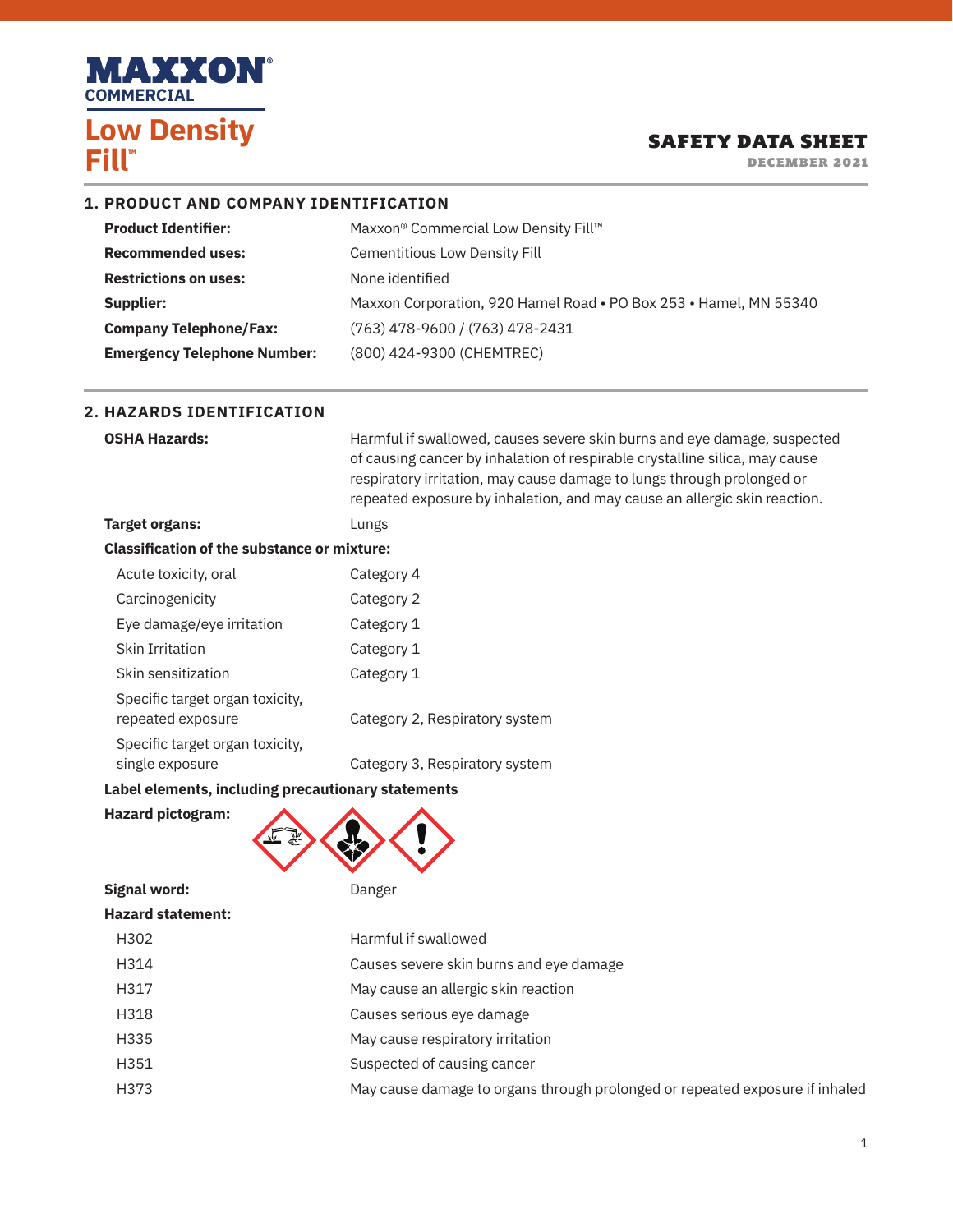# MAXXON® COMMERCIAL

# Low Density Fill™

## SAFETY DATA SHEET

DECEMBER 2021

## 1. PRODUCT AND COMPANY IDENTIFICATION

| | |
|---|---|
| **Product Identifier:** | Maxxon® Commercial Low Density Fill™ |
| **Recommended uses:** | Cementitious Low Density Fill |
| **Restrictions on uses:** | None identified |
| **Supplier:** | Maxxon Corporation, 920 Hamel Road • PO Box 253 • Hamel, MN 55340 |
| **Company Telephone/Fax:** | (763) 478-9600 / (763) 478-2431 |
| **Emergency Telephone Number:** | (800) 424-9300 (CHEMTREC) |

## 2. HAZARDS IDENTIFICATION

**OSHA Hazards:** Harmful if swallowed, causes severe skin burns and eye damage, suspected of causing cancer by inhalation of respirable crystalline silica, may cause respiratory irritation, may cause damage to lungs through prolonged or repeated exposure by inhalation, and may cause an allergic skin reaction.

**Target organs:** Lungs

**Classification of the substance or mixture:**

| | |
|---|---|
| Acute toxicity, oral | Category 4 |
| Carcinogenicity | Category 2 |
| Eye damage/eye irritation | Category 1 |
| Skin Irritation | Category 1 |
| Skin sensitization | Category 1 |
| Specific target organ toxicity, repeated exposure | Category 2, Respiratory system |
| Specific target organ toxicity, single exposure | Category 3, Respiratory system |

**Label elements, including precautionary statements**

**Hazard pictogram:**

**Signal word:** Danger

**Hazard statement:**

| | |
|---|---|
| H302 | Harmful if swallowed |
| H314 | Causes severe skin burns and eye damage |
| H317 | May cause an allergic skin reaction |
| H318 | Causes serious eye damage |
| H335 | May cause respiratory irritation |
| H351 | Suspected of causing cancer |
| H373 | May cause damage to organs through prolonged or repeated exposure if inhaled |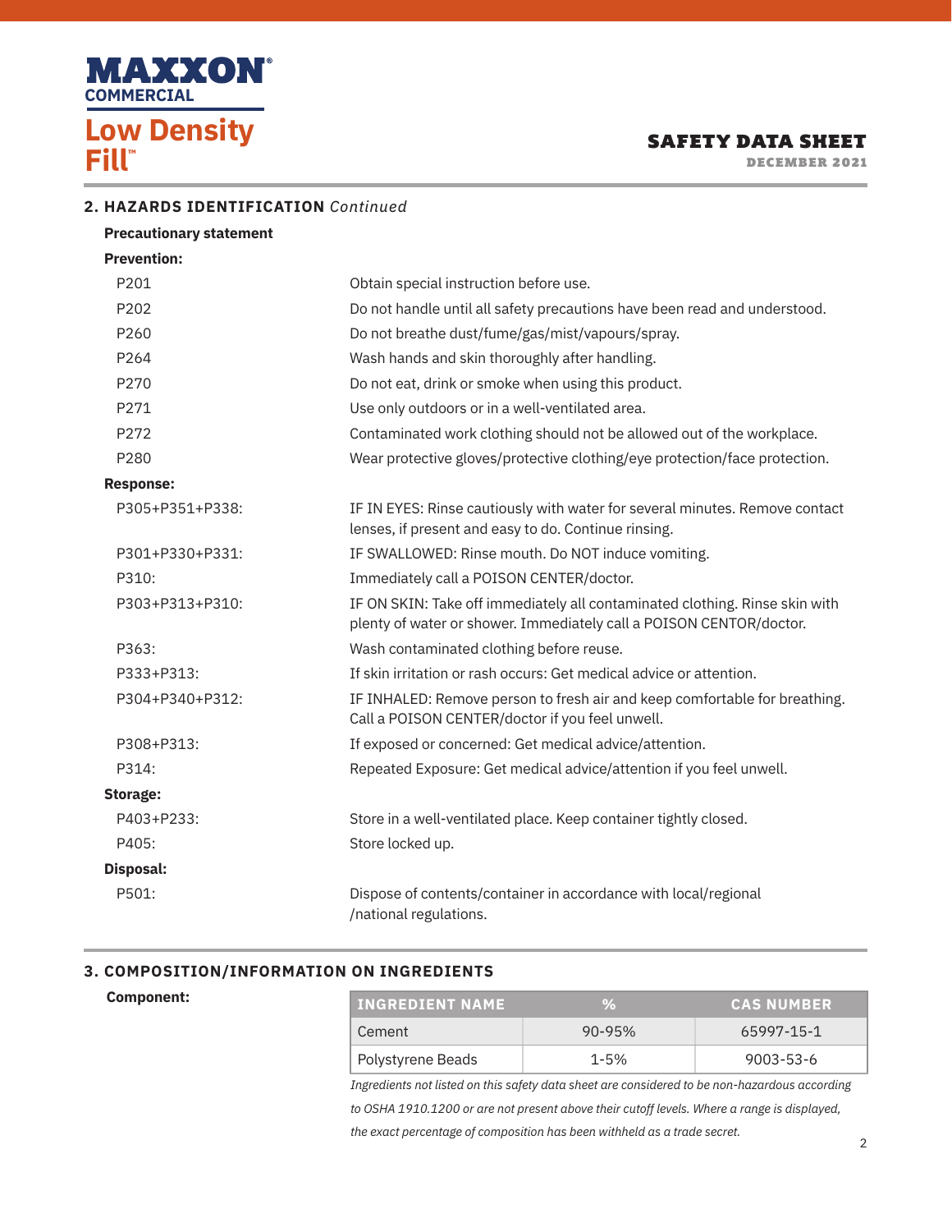## 2. HAZARDS IDENTIFICATION *Continued*

**Precautionary statement**

**Prevention:**

| | |
|---|---|
| P201 | Obtain special instruction before use. |
| P202 | Do not handle until all safety precautions have been read and understood. |
| P260 | Do not breathe dust/fume/gas/mist/vapours/spray. |
| P264 | Wash hands and skin thoroughly after handling. |
| P270 | Do not eat, drink or smoke when using this product. |
| P271 | Use only outdoors or in a well-ventilated area. |
| P272 | Contaminated work clothing should not be allowed out of the workplace. |
| P280 | Wear protective gloves/protective clothing/eye protection/face protection. |

**Response:**

| | |
|---|---|
| P305+P351+P338: | IF IN EYES: Rinse cautiously with water for several minutes. Remove contact lenses, if present and easy to do. Continue rinsing. |
| P301+P330+P331: | IF SWALLOWED: Rinse mouth. Do NOT induce vomiting. |
| P310: | Immediately call a POISON CENTER/doctor. |
| P303+P313+P310: | IF ON SKIN: Take off immediately all contaminated clothing. Rinse skin with plenty of water or shower. Immediately call a POISON CENTOR/doctor. |
| P363: | Wash contaminated clothing before reuse. |
| P333+P313: | If skin irritation or rash occurs: Get medical advice or attention. |
| P304+P340+P312: | IF INHALED: Remove person to fresh air and keep comfortable for breathing. Call a POISON CENTER/doctor if you feel unwell. |
| P308+P313: | If exposed or concerned: Get medical advice/attention. |
| P314: | Repeated Exposure: Get medical advice/attention if you feel unwell. |

**Storage:**

| | |
|---|---|
| P403+P233: | Store in a well-ventilated place. Keep container tightly closed. |
| P405: | Store locked up. |

**Disposal:**

| | |
|---|---|
| P501: | Dispose of contents/container in accordance with local/regional /national regulations. |

## 3. COMPOSITION/INFORMATION ON INGREDIENTS

**Component:**

| INGREDIENT NAME | % | CAS NUMBER |
|---|---|---|
| Cement | 90-95% | 65997-15-1 |
| Polystyrene Beads | 1-5% | 9003-53-6 |

*Ingredients not listed on this safety data sheet are considered to be non-hazardous according to OSHA 1910.1200 or are not present above their cutoff levels. Where a range is displayed, the exact percentage of composition has been withheld as a trade secret.*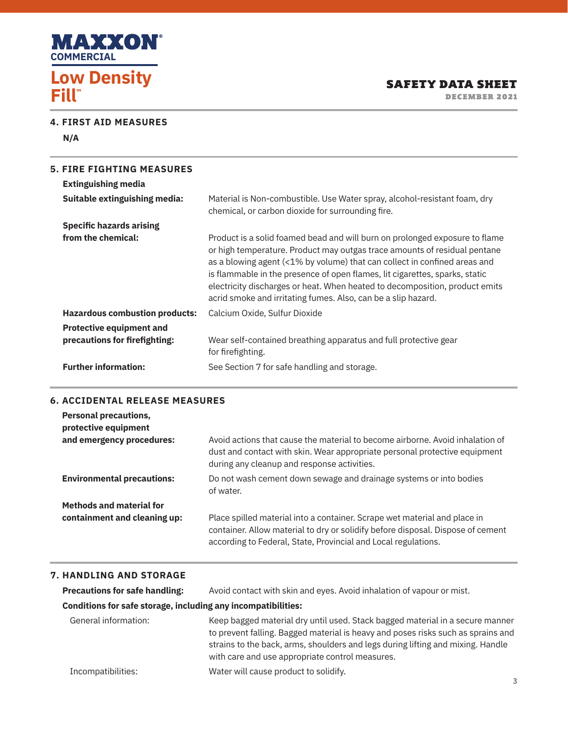## 4. FIRST AID MEASURES

**N/A**

## 5. FIRE FIGHTING MEASURES

**Extinguishing media**

**Suitable extinguishing media:** Material is Non-combustible. Use Water spray, alcohol-resistant foam, dry chemical, or carbon dioxide for surrounding fire.

**Specific hazards arising from the chemical:** Product is a solid foamed bead and will burn on prolonged exposure to flame or high temperature. Product may outgas trace amounts of residual pentane as a blowing agent (<1% by volume) that can collect in confined areas and is flammable in the presence of open flames, lit cigarettes, sparks, static electricity discharges or heat. When heated to decomposition, product emits acrid smoke and irritating fumes. Also, can be a slip hazard.

**Hazardous combustion products:** Calcium Oxide, Sulfur Dioxide

**Protective equipment and precautions for firefighting:** Wear self-contained breathing apparatus and full protective gear for firefighting.

**Further information:** See Section 7 for safe handling and storage.

## 6. ACCIDENTAL RELEASE MEASURES

**Personal precautions, protective equipment and emergency procedures:** Avoid actions that cause the material to become airborne. Avoid inhalation of dust and contact with skin. Wear appropriate personal protective equipment during any cleanup and response activities.

**Environmental precautions:** Do not wash cement down sewage and drainage systems or into bodies of water.

**Methods and material for containment and cleaning up:** Place spilled material into a container. Scrape wet material and place in container. Allow material to dry or solidify before disposal. Dispose of cement according to Federal, State, Provincial and Local regulations.

## 7. HANDLING AND STORAGE

**Precautions for safe handling:** Avoid contact with skin and eyes. Avoid inhalation of vapour or mist.

**Conditions for safe storage, including any incompatibilities:**

General information: Keep bagged material dry until used. Stack bagged material in a secure manner to prevent falling. Bagged material is heavy and poses risks such as sprains and strains to the back, arms, shoulders and legs during lifting and mixing. Handle with care and use appropriate control measures.

Incompatibilities: Water will cause product to solidify.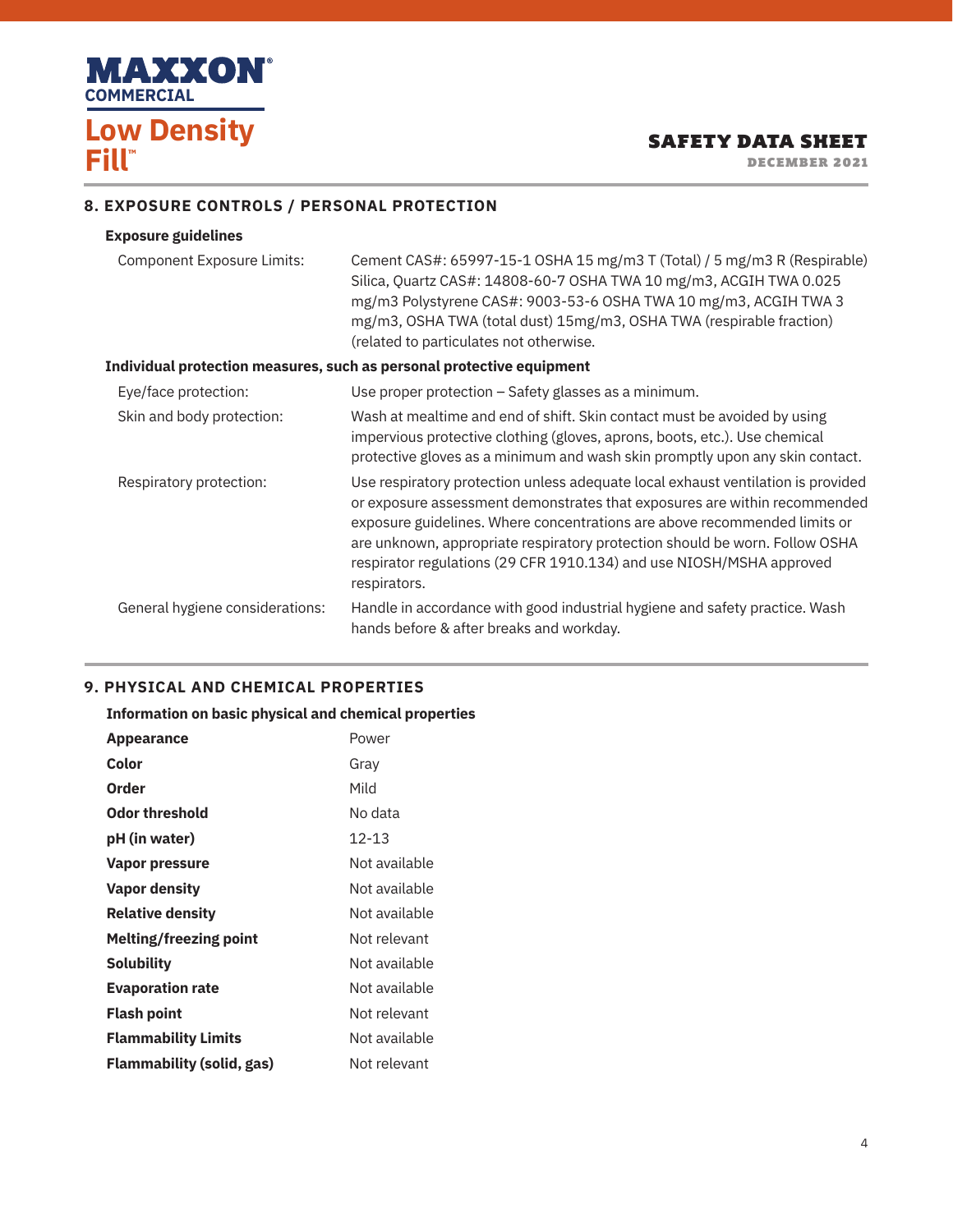## 8. EXPOSURE CONTROLS / PERSONAL PROTECTION

### Exposure guidelines

| | |
|---|---|
| Component Exposure Limits: | Cement CAS#: 65997-15-1 OSHA 15 mg/m3 T (Total) / 5 mg/m3 R (Respirable) Silica, Quartz CAS#: 14808-60-7 OSHA TWA 10 mg/m3, ACGIH TWA 0.025 mg/m3 Polystyrene CAS#: 9003-53-6 OSHA TWA 10 mg/m3, ACGIH TWA 3 mg/m3, OSHA TWA (total dust) 15mg/m3, OSHA TWA (respirable fraction) (related to particulates not otherwise. |

### Individual protection measures, such as personal protective equipment

| | |
|---|---|
| Eye/face protection: | Use proper protection – Safety glasses as a minimum. |
| Skin and body protection: | Wash at mealtime and end of shift. Skin contact must be avoided by using impervious protective clothing (gloves, aprons, boots, etc.). Use chemical protective gloves as a minimum and wash skin promptly upon any skin contact. |
| Respiratory protection: | Use respiratory protection unless adequate local exhaust ventilation is provided or exposure assessment demonstrates that exposures are within recommended exposure guidelines. Where concentrations are above recommended limits or are unknown, appropriate respiratory protection should be worn. Follow OSHA respirator regulations (29 CFR 1910.134) and use NIOSH/MSHA approved respirators. |
| General hygiene considerations: | Handle in accordance with good industrial hygiene and safety practice. Wash hands before & after breaks and workday. |

## 9. PHYSICAL AND CHEMICAL PROPERTIES

### Information on basic physical and chemical properties

| | |
|---|---|
| **Appearance** | Power |
| **Color** | Gray |
| **Order** | Mild |
| **Odor threshold** | No data |
| **pH (in water)** | 12-13 |
| **Vapor pressure** | Not available |
| **Vapor density** | Not available |
| **Relative density** | Not available |
| **Melting/freezing point** | Not relevant |
| **Solubility** | Not available |
| **Evaporation rate** | Not available |
| **Flash point** | Not relevant |
| **Flammability Limits** | Not available |
| **Flammability (solid, gas)** | Not relevant |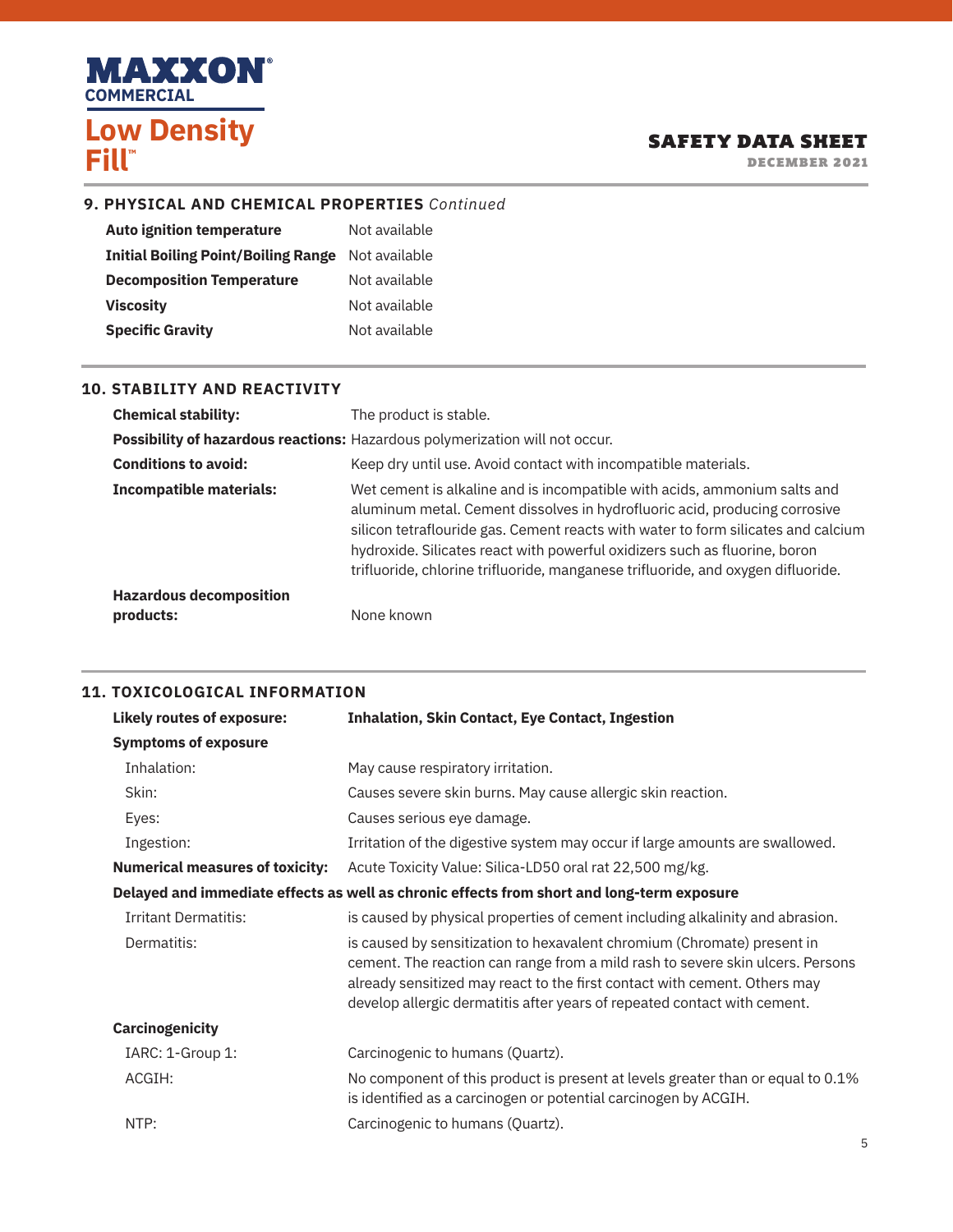## 9. PHYSICAL AND CHEMICAL PROPERTIES *Continued*

| | |
|---|---|
| **Auto ignition temperature** | Not available |
| **Initial Boiling Point/Boiling Range** | Not available |
| **Decomposition Temperature** | Not available |
| **Viscosity** | Not available |
| **Specific Gravity** | Not available |

## 10. STABILITY AND REACTIVITY

| | |
|---|---|
| **Chemical stability:** | The product is stable. |
| **Possibility of hazardous reactions:** | Hazardous polymerization will not occur. |
| **Conditions to avoid:** | Keep dry until use. Avoid contact with incompatible materials. |
| **Incompatible materials:** | Wet cement is alkaline and is incompatible with acids, ammonium salts and aluminum metal. Cement dissolves in hydrofluoric acid, producing corrosive silicon tetraflouride gas. Cement reacts with water to form silicates and calcium hydroxide. Silicates react with powerful oxidizers such as fluorine, boron trifluoride, chlorine trifluoride, manganese trifluoride, and oxygen difluoride. |
| **Hazardous decomposition products:** | None known |

## 11. TOXICOLOGICAL INFORMATION

| | |
|---|---|
| **Likely routes of exposure:** | **Inhalation, Skin Contact, Eye Contact, Ingestion** |
| **Symptoms of exposure** | |
| Inhalation: | May cause respiratory irritation. |
| Skin: | Causes severe skin burns. May cause allergic skin reaction. |
| Eyes: | Causes serious eye damage. |
| Ingestion: | Irritation of the digestive system may occur if large amounts are swallowed. |
| **Numerical measures of toxicity:** | Acute Toxicity Value: Silica-LD50 oral rat 22,500 mg/kg. |

**Delayed and immediate effects as well as chronic effects from short and long-term exposure**

| | |
|---|---|
| Irritant Dermatitis: | is caused by physical properties of cement including alkalinity and abrasion. |
| Dermatitis: | is caused by sensitization to hexavalent chromium (Chromate) present in cement. The reaction can range from a mild rash to severe skin ulcers. Persons already sensitized may react to the first contact with cement. Others may develop allergic dermatitis after years of repeated contact with cement. |

**Carcinogenicity**

| | |
|---|---|
| IARC: 1-Group 1: | Carcinogenic to humans (Quartz). |
| ACGIH: | No component of this product is present at levels greater than or equal to 0.1% is identified as a carcinogen or potential carcinogen by ACGIH. |
| NTP: | Carcinogenic to humans (Quartz). |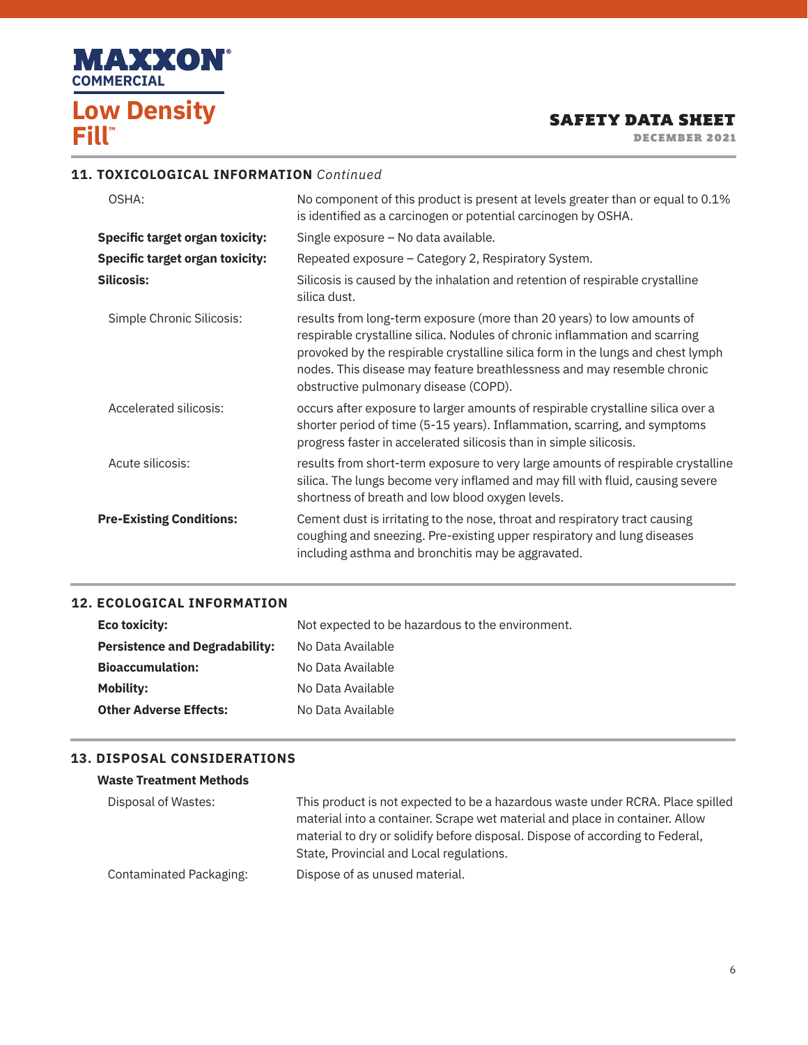## 11. TOXICOLOGICAL INFORMATION *Continued*

| | |
|---|---|
| OSHA: | No component of this product is present at levels greater than or equal to 0.1% is identified as a carcinogen or potential carcinogen by OSHA. |
| **Specific target organ toxicity:** | Single exposure – No data available. |
| **Specific target organ toxicity:** | Repeated exposure – Category 2, Respiratory System. |
| **Silicosis:** | Silicosis is caused by the inhalation and retention of respirable crystalline silica dust. |
| Simple Chronic Silicosis: | results from long-term exposure (more than 20 years) to low amounts of respirable crystalline silica. Nodules of chronic inflammation and scarring provoked by the respirable crystalline silica form in the lungs and chest lymph nodes. This disease may feature breathlessness and may resemble chronic obstructive pulmonary disease (COPD). |
| Accelerated silicosis: | occurs after exposure to larger amounts of respirable crystalline silica over a shorter period of time (5-15 years). Inflammation, scarring, and symptoms progress faster in accelerated silicosis than in simple silicosis. |
| Acute silicosis: | results from short-term exposure to very large amounts of respirable crystalline silica. The lungs become very inflamed and may fill with fluid, causing severe shortness of breath and low blood oxygen levels. |
| **Pre-Existing Conditions:** | Cement dust is irritating to the nose, throat and respiratory tract causing coughing and sneezing. Pre-existing upper respiratory and lung diseases including asthma and bronchitis may be aggravated. |

## 12. ECOLOGICAL INFORMATION

| | |
|---|---|
| **Eco toxicity:** | Not expected to be hazardous to the environment. |
| **Persistence and Degradability:** | No Data Available |
| **Bioaccumulation:** | No Data Available |
| **Mobility:** | No Data Available |
| **Other Adverse Effects:** | No Data Available |

## 13. DISPOSAL CONSIDERATIONS

**Waste Treatment Methods**

| | |
|---|---|
| Disposal of Wastes: | This product is not expected to be a hazardous waste under RCRA. Place spilled material into a container. Scrape wet material and place in container. Allow material to dry or solidify before disposal. Dispose of according to Federal, State, Provincial and Local regulations. |
| Contaminated Packaging: | Dispose of as unused material. |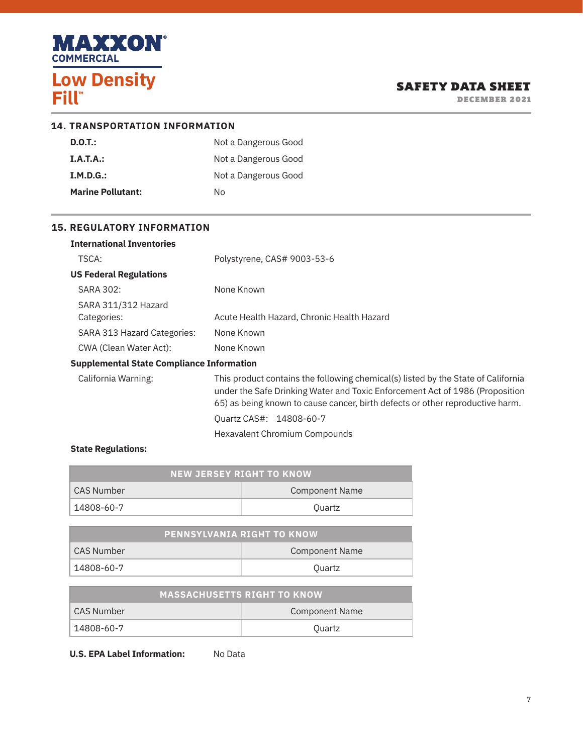## 14. TRANSPORTATION INFORMATION

| | |
|---|---|
| **D.O.T.:** | Not a Dangerous Good |
| **I.A.T.A.:** | Not a Dangerous Good |
| **I.M.D.G.:** | Not a Dangerous Good |
| **Marine Pollutant:** | No |

## 15. REGULATORY INFORMATION

**International Inventories**

TSCA: Polystyrene, CAS# 9003-53-6

**US Federal Regulations**

SARA 302: None Known

SARA 311/312 Hazard Categories: Acute Health Hazard, Chronic Health Hazard

SARA 313 Hazard Categories: None Known

CWA (Clean Water Act): None Known

**Supplemental State Compliance Information**

California Warning: This product contains the following chemical(s) listed by the State of California under the Safe Drinking Water and Toxic Enforcement Act of 1986 (Proposition 65) as being known to cause cancer, birth defects or other reproductive harm.

Quartz CAS#: 14808-60-7

Hexavalent Chromium Compounds

**State Regulations:**

| NEW JERSEY RIGHT TO KNOW | |
|---|---|
| CAS Number | Component Name |
| 14808-60-7 | Quartz |

| PENNSYLVANIA RIGHT TO KNOW | |
|---|---|
| CAS Number | Component Name |
| 14808-60-7 | Quartz |

| MASSACHUSETTS RIGHT TO KNOW | |
|---|---|
| CAS Number | Component Name |
| 14808-60-7 | Quartz |

**U.S. EPA Label Information:** No Data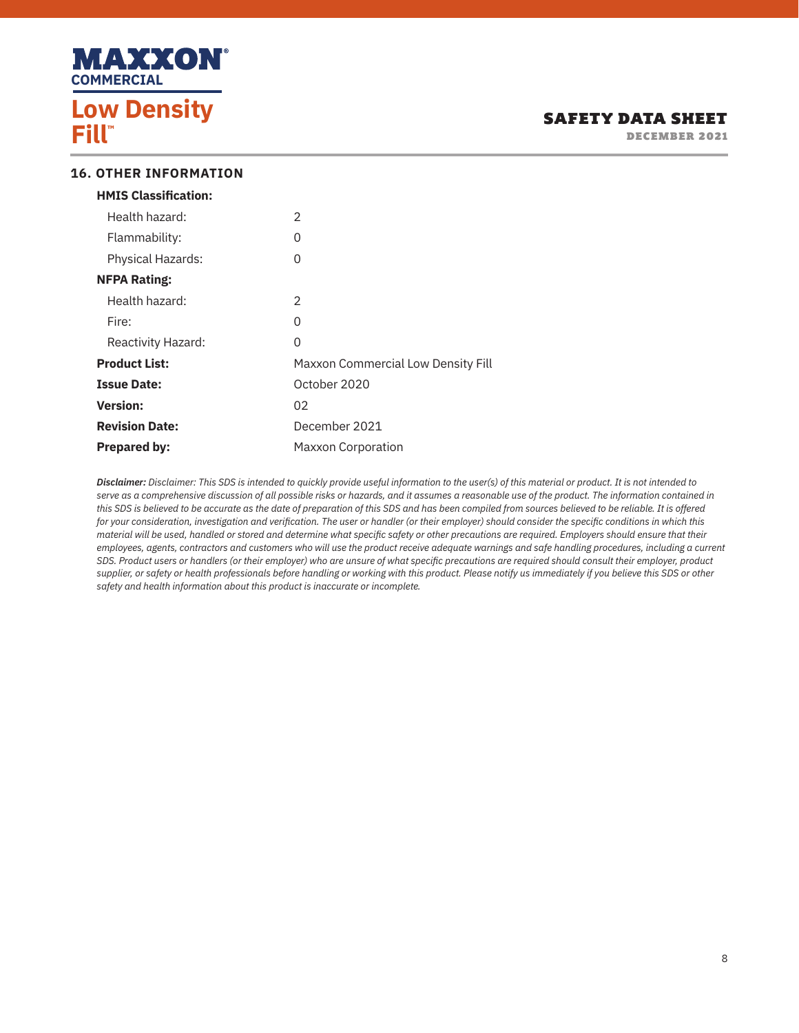## 16. OTHER INFORMATION

| | |
|---|---|
| **HMIS Classification:** | |
| Health hazard: | 2 |
| Flammability: | 0 |
| Physical Hazards: | 0 |
| **NFPA Rating:** | |
| Health hazard: | 2 |
| Fire: | 0 |
| Reactivity Hazard: | 0 |
| **Product List:** | Maxxon Commercial Low Density Fill |
| **Issue Date:** | October 2020 |
| **Version:** | 02 |
| **Revision Date:** | December 2021 |
| **Prepared by:** | Maxxon Corporation |

***Disclaimer:*** *Disclaimer: This SDS is intended to quickly provide useful information to the user(s) of this material or product. It is not intended to serve as a comprehensive discussion of all possible risks or hazards, and it assumes a reasonable use of the product. The information contained in this SDS is believed to be accurate as the date of preparation of this SDS and has been compiled from sources believed to be reliable. It is offered for your consideration, investigation and verification. The user or handler (or their employer) should consider the specific conditions in which this material will be used, handled or stored and determine what specific safety or other precautions are required. Employers should ensure that their employees, agents, contractors and customers who will use the product receive adequate warnings and safe handling procedures, including a current SDS. Product users or handlers (or their employer) who are unsure of what specific precautions are required should consult their employer, product supplier, or safety or health professionals before handling or working with this product. Please notify us immediately if you believe this SDS or other safety and health information about this product is inaccurate or incomplete.*